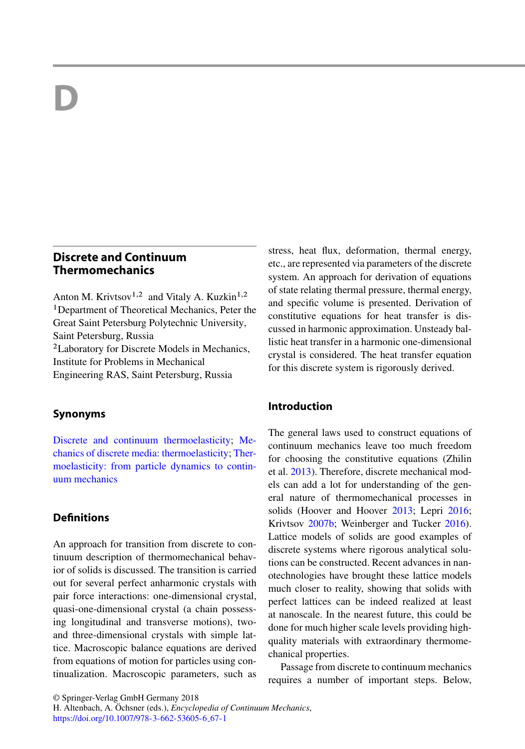# D

## Discrete and Continuum Thermomechanics

Anton M. Krivtsov[1,2] and Vitaly A. Kuzkin[1,2]
[1]Department of Theoretical Mechanics, Peter the Great Saint Petersburg Polytechnic University, Saint Petersburg, Russia
[2]Laboratory for Discrete Models in Mechanics, Institute for Problems in Mechanical Engineering RAS, Saint Petersburg, Russia

### Synonyms

Discrete and continuum thermoelasticity; Mechanics of discrete media: thermoelasticity; Thermoelasticity: from particle dynamics to continuum mechanics

### Definitions

An approach for transition from discrete to continuum description of thermomechanical behavior of solids is discussed. The transition is carried out for several perfect anharmonic crystals with pair force interactions: one-dimensional crystal, quasi-one-dimensional crystal (a chain possessing longitudinal and transverse motions), two- and three-dimensional crystals with simple lattice. Macroscopic balance equations are derived from equations of motion for particles using continualization. Macroscopic parameters, such as stress, heat flux, deformation, thermal energy, etc., are represented via parameters of the discrete system. An approach for derivation of equations of state relating thermal pressure, thermal energy, and specific volume is presented. Derivation of constitutive equations for heat transfer is discussed in harmonic approximation. Unsteady ballistic heat transfer in a harmonic one-dimensional crystal is considered. The heat transfer equation for this discrete system is rigorously derived.

### Introduction

The general laws used to construct equations of continuum mechanics leave too much freedom for choosing the constitutive equations (Zhilin et al. 2013). Therefore, discrete mechanical models can add a lot for understanding of the general nature of thermomechanical processes in solids (Hoover and Hoover 2013; Lepri 2016; Krivtsov 2007b; Weinberger and Tucker 2016). Lattice models of solids are good examples of discrete systems where rigorous analytical solutions can be constructed. Recent advances in nanotechnologies have brought these lattice models much closer to reality, showing that solids with perfect lattices can be indeed realized at least at nanoscale. In the nearest future, this could be done for much higher scale levels providing high-quality materials with extraordinary thermomechanical properties.

Passage from discrete to continuum mechanics requires a number of important steps. Below,

© Springer-Verlag GmbH Germany 2018
H. Altenbach, A. Öchsner (eds.), *Encyclopedia of Continuum Mechanics*,
https://doi.org/10.1007/978-3-662-53605-6_67-1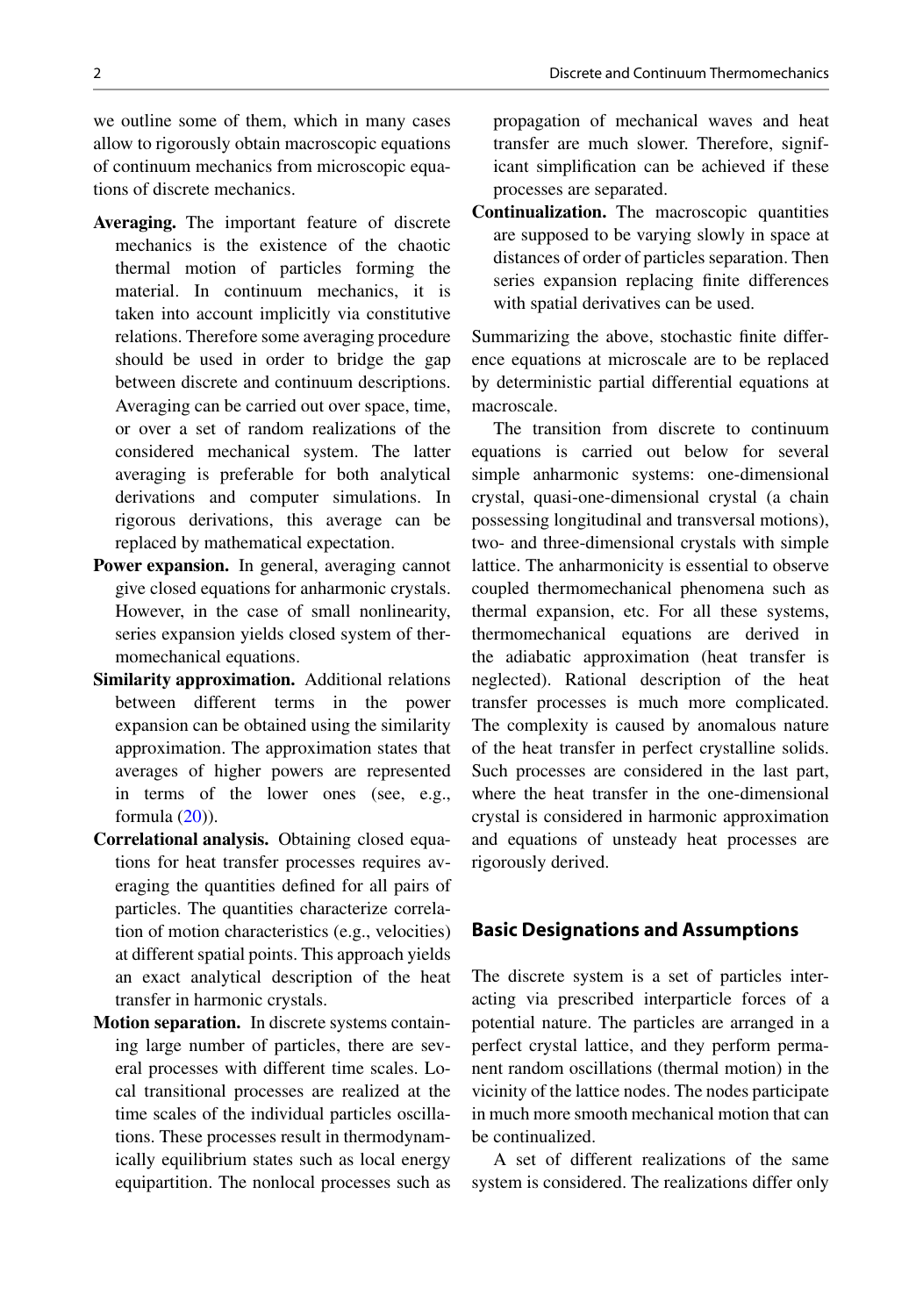we outline some of them, which in many cases allow to rigorously obtain macroscopic equations of continuum mechanics from microscopic equations of discrete mechanics.

- **Averaging.** The important feature of discrete mechanics is the existence of the chaotic thermal motion of particles forming the material. In continuum mechanics, it is taken into account implicitly via constitutive relations. Therefore some averaging procedure should be used in order to bridge the gap between discrete and continuum descriptions. Averaging can be carried out over space, time, or over a set of random realizations of the considered mechanical system. The latter averaging is preferable for both analytical derivations and computer simulations. In rigorous derivations, this average can be replaced by mathematical expectation.
- **Power expansion.** In general, averaging cannot give closed equations for anharmonic crystals. However, in the case of small nonlinearity, series expansion yields closed system of thermomechanical equations.
- **Similarity approximation.** Additional relations between different terms in the power expansion can be obtained using the similarity approximation. The approximation states that averages of higher powers are represented in terms of the lower ones (see, e.g., formula (20)).
- **Correlational analysis.** Obtaining closed equations for heat transfer processes requires averaging the quantities defined for all pairs of particles. The quantities characterize correlation of motion characteristics (e.g., velocities) at different spatial points. This approach yields an exact analytical description of the heat transfer in harmonic crystals.
- **Motion separation.** In discrete systems containing large number of particles, there are several processes with different time scales. Local transitional processes are realized at the time scales of the individual particles oscillations. These processes result in thermodynamically equilibrium states such as local energy equipartition. The nonlocal processes such as propagation of mechanical waves and heat transfer are much slower. Therefore, significant simplification can be achieved if these processes are separated.
- **Continualization.** The macroscopic quantities are supposed to be varying slowly in space at distances of order of particles separation. Then series expansion replacing finite differences with spatial derivatives can be used.

Summarizing the above, stochastic finite difference equations at microscale are to be replaced by deterministic partial differential equations at macroscale.

The transition from discrete to continuum equations is carried out below for several simple anharmonic systems: one-dimensional crystal, quasi-one-dimensional crystal (a chain possessing longitudinal and transversal motions), two- and three-dimensional crystals with simple lattice. The anharmonicity is essential to observe coupled thermomechanical phenomena such as thermal expansion, etc. For all these systems, thermomechanical equations are derived in the adiabatic approximation (heat transfer is neglected). Rational description of the heat transfer processes is much more complicated. The complexity is caused by anomalous nature of the heat transfer in perfect crystalline solids. Such processes are considered in the last part, where the heat transfer in the one-dimensional crystal is considered in harmonic approximation and equations of unsteady heat processes are rigorously derived.

## Basic Designations and Assumptions

The discrete system is a set of particles interacting via prescribed interparticle forces of a potential nature. The particles are arranged in a perfect crystal lattice, and they perform permanent random oscillations (thermal motion) in the vicinity of the lattice nodes. The nodes participate in much more smooth mechanical motion that can be continualized.

A set of different realizations of the same system is considered. The realizations differ only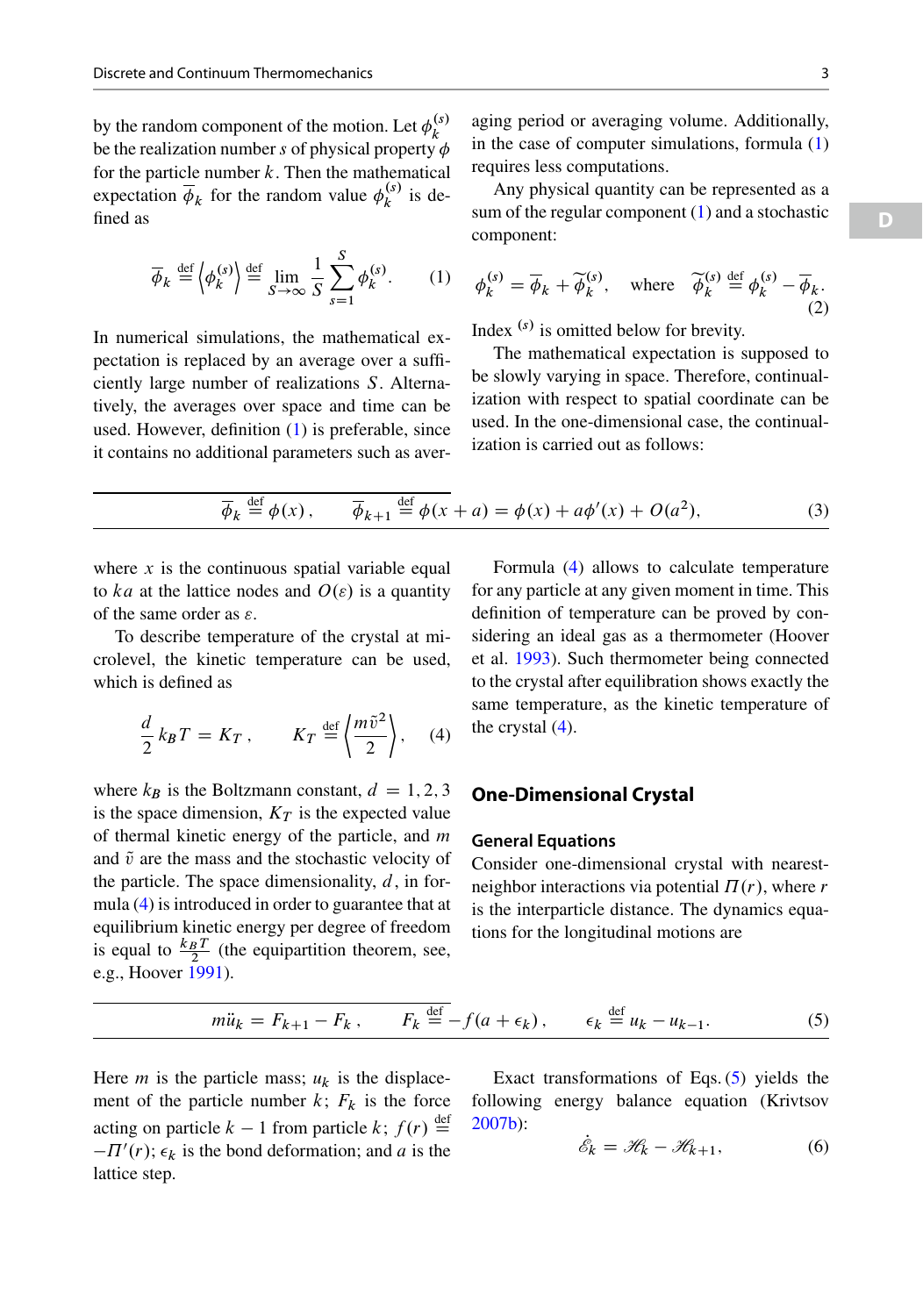by the random component of the motion. Let $\phi_k^{(s)}$ be the realization number $s$ of physical property $\phi$ for the particle number $k$. Then the mathematical expectation $\overline{\phi}_k$ for the random value $\phi_k^{(s)}$ is defined as

$$\overline{\phi}_k \overset{\text{def}}{=} \left\langle \phi_k^{(s)} \right\rangle \overset{\text{def}}{=} \lim_{S\to\infty} \frac{1}{S} \sum_{s=1}^{S} \phi_k^{(s)}. \tag{1}$$

In numerical simulations, the mathematical expectation is replaced by an average over a sufficiently large number of realizations $S$. Alternatively, the averages over space and time can be used. However, definition (1) is preferable, since it contains no additional parameters such as averaging period or averaging volume. Additionally, in the case of computer simulations, formula (1) requires less computations.

Any physical quantity can be represented as a sum of the regular component (1) and a stochastic component:

$$\phi_k^{(s)} = \overline{\phi}_k + \widetilde{\phi}_k^{(s)}, \quad \text{where} \quad \widetilde{\phi}_k^{(s)} \overset{\text{def}}{=} \phi_k^{(s)} - \overline{\phi}_k. \tag{2}$$

Index $^{(s)}$ is omitted below for brevity.

The mathematical expectation is supposed to be slowly varying in space. Therefore, continualization with respect to spatial coordinate can be used. In the one-dimensional case, the continualization is carried out as follows:

$$\overline{\phi}_k \overset{\text{def}}{=} \phi(x), \qquad \overline{\phi}_{k+1} \overset{\text{def}}{=} \phi(x+a) = \phi(x) + a\phi'(x) + O(a^2), \tag{3}$$

where $x$ is the continuous spatial variable equal to $ka$ at the lattice nodes and $O(\varepsilon)$ is a quantity of the same order as $\varepsilon$.

To describe temperature of the crystal at microlevel, the kinetic temperature can be used, which is defined as

$$\frac{d}{2} k_B T = K_T, \qquad K_T \overset{\text{def}}{=} \left\langle \frac{m\tilde{v}^2}{2} \right\rangle, \tag{4}$$

where $k_B$ is the Boltzmann constant, $d = 1, 2, 3$ is the space dimension, $K_T$ is the expected value of thermal kinetic energy of the particle, and $m$ and $\tilde{v}$ are the mass and the stochastic velocity of the particle. The space dimensionality, $d$, in formula (4) is introduced in order to guarantee that at equilibrium kinetic energy per degree of freedom is equal to $\frac{k_B T}{2}$ (the equipartition theorem, see, e.g., Hoover 1991).

Formula (4) allows to calculate temperature for any particle at any given moment in time. This definition of temperature can be proved by considering an ideal gas as a thermometer (Hoover et al. 1993). Such thermometer being connected to the crystal after equilibration shows exactly the same temperature, as the kinetic temperature of the crystal (4).

## One-Dimensional Crystal

### General Equations

Consider one-dimensional crystal with nearest-neighbor interactions via potential $\Pi(r)$, where $r$ is the interparticle distance. The dynamics equations for the longitudinal motions are

$$m\ddot{u}_k = F_{k+1} - F_k, \qquad F_k \overset{\text{def}}{=} -f(a+\epsilon_k), \qquad \epsilon_k \overset{\text{def}}{=} u_k - u_{k-1}. \tag{5}$$

Here $m$ is the particle mass; $u_k$ is the displacement of the particle number $k$; $F_k$ is the force acting on particle $k-1$ from particle $k$; $f(r) \overset{\text{def}}{=} -\Pi'(r)$; $\epsilon_k$ is the bond deformation; and $a$ is the lattice step.

Exact transformations of Eqs. (5) yields the following energy balance equation (Krivtsov 2007b):

$$\dot{\mathscr{E}}_k = \mathscr{H}_k - \mathscr{H}_{k+1}, \tag{6}$$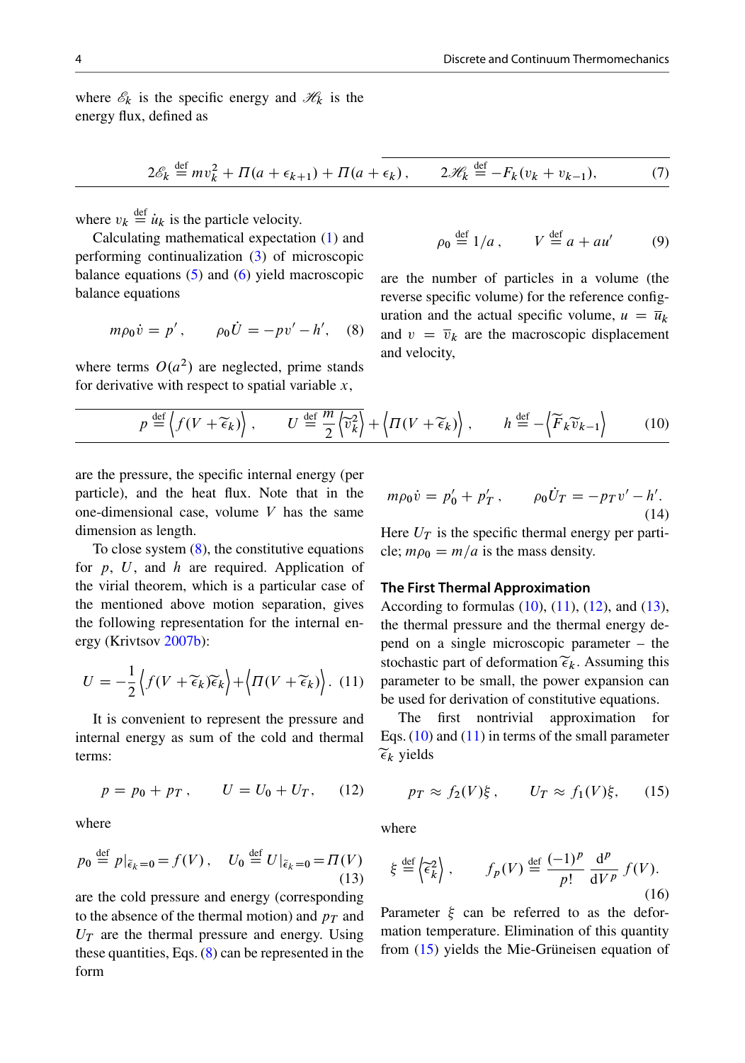where $\mathscr{E}_k$ is the specific energy and $\mathscr{H}_k$ is the energy flux, defined as

$$2\mathscr{E}_k \overset{\text{def}}{=} mv_k^2 + \Pi(a+\epsilon_{k+1}) + \Pi(a+\epsilon_k)\,, \qquad 2\mathscr{H}_k \overset{\text{def}}{=} -F_k(v_k + v_{k-1}), \tag{7}$$

where $v_k \overset{\text{def}}{=} \dot{u}_k$ is the particle velocity.

Calculating mathematical expectation (1) and performing continualization (3) of microscopic balance equations (5) and (6) yield macroscopic balance equations

$$m\rho_0 \dot{v} = p'\,, \qquad \rho_0 \dot{U} = -pv' - h', \tag{8}$$

where terms $O(a^2)$ are neglected, prime stands for derivative with respect to spatial variable $x$,

$$\rho_0 \overset{\text{def}}{=} 1/a\,, \qquad V \overset{\text{def}}{=} a + au' \tag{9}$$

are the number of particles in a volume (the reverse specific volume) for the reference configuration and the actual specific volume, $u = \overline{u}_k$ and $v = \overline{v}_k$ are the macroscopic displacement and velocity,

$$p \overset{\text{def}}{=} \left\langle f(V+\widetilde{\epsilon}_k)\right\rangle, \qquad U \overset{\text{def}}{=} \frac{m}{2}\left\langle \widetilde{v}_k^2\right\rangle + \left\langle \Pi(V+\widetilde{\epsilon}_k)\right\rangle, \qquad h \overset{\text{def}}{=} -\left\langle \widetilde{F}_k \widetilde{v}_{k-1}\right\rangle \tag{10}$$

are the pressure, the specific internal energy (per particle), and the heat flux. Note that in the one-dimensional case, volume $V$ has the same dimension as length.

To close system (8), the constitutive equations for $p$, $U$, and $h$ are required. Application of the virial theorem, which is a particular case of the mentioned above motion separation, gives the following representation for the internal energy (Krivtsov 2007b):

$$U = -\frac{1}{2}\left\langle f(V+\widetilde{\epsilon}_k)\widetilde{\epsilon}_k\right\rangle + \left\langle \Pi(V+\widetilde{\epsilon}_k)\right\rangle. \tag{11}$$

It is convenient to represent the pressure and internal energy as sum of the cold and thermal terms:

$$p = p_0 + p_T\,, \qquad U = U_0 + U_T, \tag{12}$$

where

$$p_0 \overset{\text{def}}{=} p|_{\tilde{\epsilon}_k=0} = f(V)\,, \quad U_0 \overset{\text{def}}{=} U|_{\tilde{\epsilon}_k=0} = \Pi(V) \tag{13}$$

are the cold pressure and energy (corresponding to the absence of the thermal motion) and $p_T$ and $U_T$ are the thermal pressure and energy. Using these quantities, Eqs. (8) can be represented in the form

$$m\rho_0 \dot{v} = p_0' + p_T'\,, \qquad \rho_0 \dot{U}_T = -p_T v' - h'. \tag{14}$$

Here $U_T$ is the specific thermal energy per particle; $m\rho_0 = m/a$ is the mass density.

### The First Thermal Approximation

According to formulas (10), (11), (12), and (13), the thermal pressure and the thermal energy depend on a single microscopic parameter – the stochastic part of deformation $\widetilde{\epsilon}_k$. Assuming this parameter to be small, the power expansion can be used for derivation of constitutive equations.

The first nontrivial approximation for Eqs. (10) and (11) in terms of the small parameter $\widetilde{\epsilon}_k$ yields

$$p_T \approx f_2(V)\xi\,, \qquad U_T \approx f_1(V)\xi, \tag{15}$$

where

$$\xi \overset{\text{def}}{=} \left\langle \widetilde{\epsilon}_k^2\right\rangle, \qquad f_p(V) \overset{\text{def}}{=} \frac{(-1)^p}{p!}\frac{\mathrm{d}^p}{\mathrm{d}V^p} f(V). \tag{16}$$

Parameter $\xi$ can be referred to as the deformation temperature. Elimination of this quantity from (15) yields the Mie-Grüneisen equation of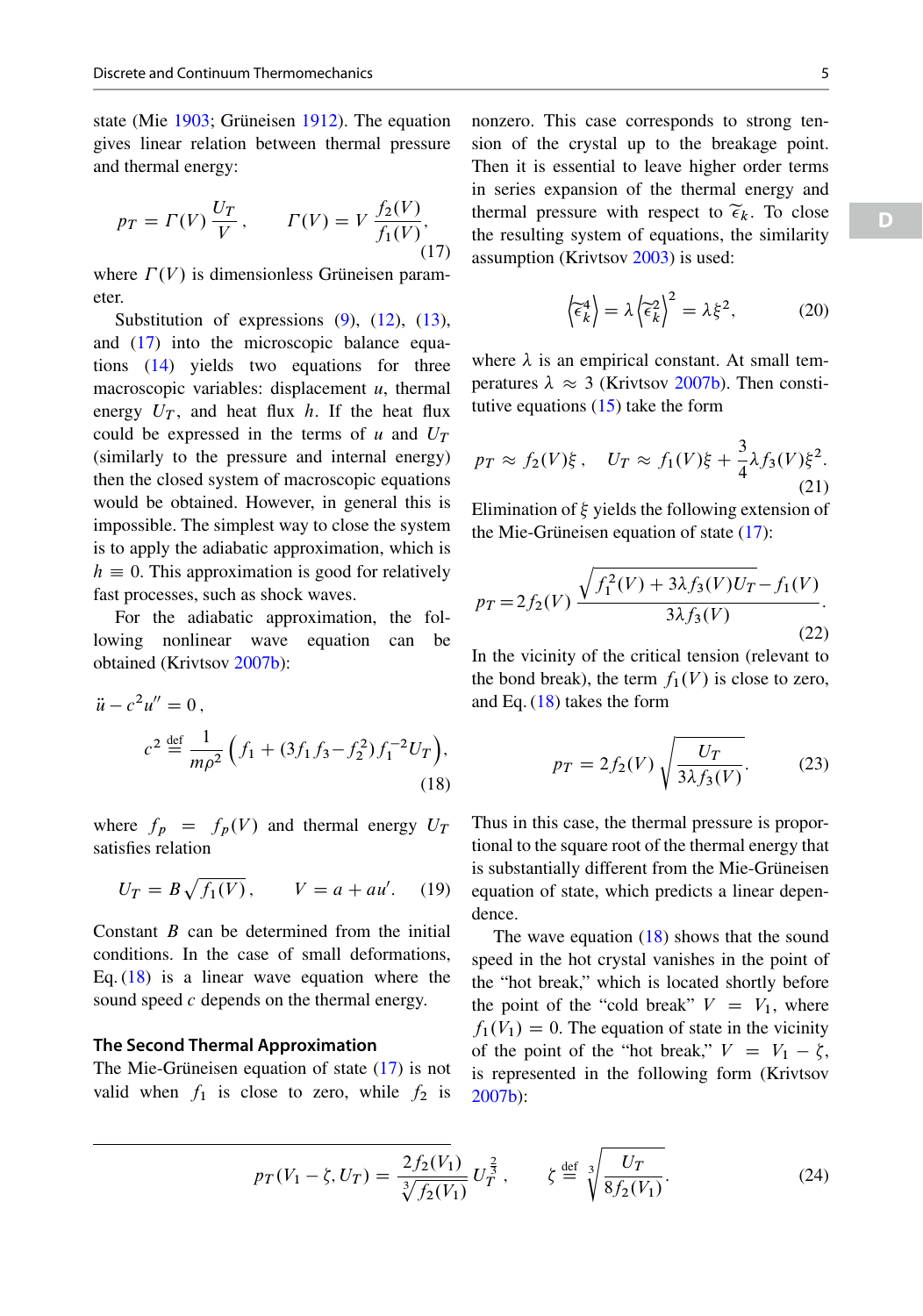state (Mie 1903; Grüneisen 1912). The equation gives linear relation between thermal pressure and thermal energy:

$$p_T = \Gamma(V)\,\frac{U_T}{V}\,, \qquad \Gamma(V) = V\,\frac{f_2(V)}{f_1(V)}, \tag{17}$$

where $\Gamma(V)$ is dimensionless Grüneisen parameter.

Substitution of expressions (9), (12), (13), and (17) into the microscopic balance equations (14) yields two equations for three macroscopic variables: displacement $u$, thermal energy $U_T$, and heat flux $h$. If the heat flux could be expressed in the terms of $u$ and $U_T$ (similarly to the pressure and internal energy) then the closed system of macroscopic equations would be obtained. However, in general this is impossible. The simplest way to close the system is to apply the adiabatic approximation, which is $h \equiv 0$. This approximation is good for relatively fast processes, such as shock waves.

For the adiabatic approximation, the following nonlinear wave equation can be obtained (Krivtsov 2007b):

$$\ddot{u} - c^2 u'' = 0\,,$$
$$c^2 \overset{\text{def}}{=} \frac{1}{m\rho^2}\left(f_1 + (3 f_1 f_3 - f_2^2) f_1^{-2} U_T\right), \tag{18}$$

where $f_p = f_p(V)$ and thermal energy $U_T$ satisfies relation

$$U_T = B\sqrt{f_1(V)}\,, \qquad V = a + a u'. \tag{19}$$

Constant $B$ can be determined from the initial conditions. In the case of small deformations, Eq. (18) is a linear wave equation where the sound speed $c$ depends on the thermal energy.

## The Second Thermal Approximation

The Mie-Grüneisen equation of state (17) is not valid when $f_1$ is close to zero, while $f_2$ is nonzero. This case corresponds to strong tension of the crystal up to the breakage point. Then it is essential to leave higher order terms in series expansion of the thermal energy and thermal pressure with respect to $\widetilde{\epsilon}_k$. To close the resulting system of equations, the similarity assumption (Krivtsov 2003) is used:

$$\left\langle \widetilde{\epsilon}_k^4 \right\rangle = \lambda \left\langle \widetilde{\epsilon}_k^2 \right\rangle^2 = \lambda \xi^2, \tag{20}$$

where $\lambda$ is an empirical constant. At small temperatures $\lambda \approx 3$ (Krivtsov 2007b). Then constitutive equations (15) take the form

$$p_T \approx f_2(V)\xi\,, \quad U_T \approx f_1(V)\xi + \frac{3}{4}\lambda f_3(V)\xi^2. \tag{21}$$

Elimination of $\xi$ yields the following extension of the Mie-Grüneisen equation of state (17):

$$p_T = 2 f_2(V)\,\frac{\sqrt{f_1^2(V) + 3\lambda f_3(V) U_T} - f_1(V)}{3\lambda f_3(V)}. \tag{22}$$

In the vicinity of the critical tension (relevant to the bond break), the term $f_1(V)$ is close to zero, and Eq. (18) takes the form

$$p_T = 2 f_2(V)\sqrt{\frac{U_T}{3\lambda f_3(V)}}. \tag{23}$$

Thus in this case, the thermal pressure is proportional to the square root of the thermal energy that is substantially different from the Mie-Grüneisen equation of state, which predicts a linear dependence.

The wave equation (18) shows that the sound speed in the hot crystal vanishes in the point of the "hot break," which is located shortly before the point of the "cold break" $V = V_1$, where $f_1(V_1) = 0$. The equation of state in the vicinity of the point of the "hot break," $V = V_1 - \zeta$, is represented in the following form (Krivtsov 2007b):

$$p_T(V_1 - \zeta, U_T) = \frac{2 f_2(V_1)}{\sqrt[3]{f_2(V_1)}}\,U_T^{\frac{2}{3}}\,, \qquad \zeta \overset{\text{def}}{=} \sqrt[3]{\frac{U_T}{8 f_2(V_1)}}. \tag{24}$$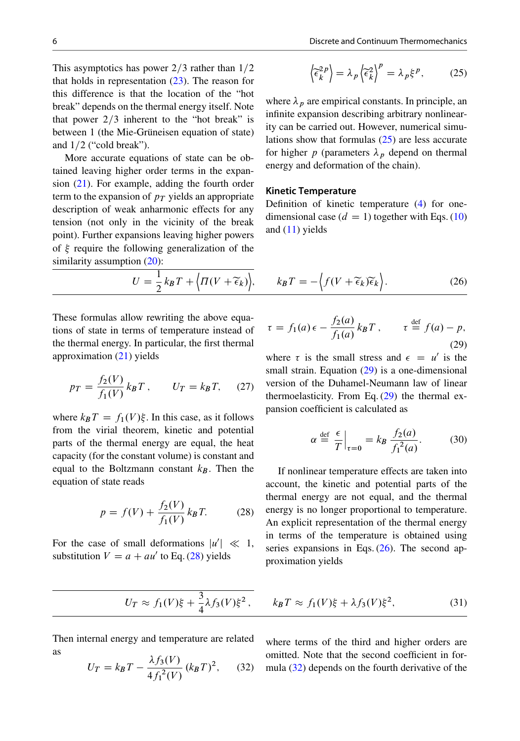This asymptotics has power $2/3$ rather than $1/2$ that holds in representation (23). The reason for this difference is that the location of the "hot break" depends on the thermal energy itself. Note that power $2/3$ inherent to the "hot break" is between 1 (the Mie-Grüneisen equation of state) and $1/2$ ("cold break").

More accurate equations of state can be obtained leaving higher order terms in the expansion (21). For example, adding the fourth order term to the expansion of $p_T$ yields an appropriate description of weak anharmonic effects for any tension (not only in the vicinity of the break point). Further expansions leaving higher powers of $\xi$ require the following generalization of the similarity assumption (20):

$$\left\langle \widetilde{\epsilon}_k^{2p} \right\rangle = \lambda_p \left\langle \widetilde{\epsilon}_k^2 \right\rangle^p = \lambda_p \xi^p, \tag{25}$$

where $\lambda_p$ are empirical constants. In principle, an infinite expansion describing arbitrary nonlinearity can be carried out. However, numerical simulations show that formulas (25) are less accurate for higher $p$ (parameters $\lambda_p$ depend on thermal energy and deformation of the chain).

### Kinetic Temperature

Definition of kinetic temperature (4) for one-dimensional case ($d = 1$) together with Eqs. (10) and (11) yields

$$U = \frac{1}{2} k_B T + \left\langle \Pi(V + \widetilde{\epsilon}_k) \right\rangle, \qquad k_B T = -\left\langle f(V + \widetilde{\epsilon}_k)\widetilde{\epsilon}_k \right\rangle. \tag{26}$$

These formulas allow rewriting the above equations of state in terms of temperature instead of the thermal energy. In particular, the first thermal approximation (21) yields

$$p_T = \frac{f_2(V)}{f_1(V)} k_B T, \qquad U_T = k_B T, \tag{27}$$

where $k_B T = f_1(V)\xi$. In this case, as it follows from the virial theorem, kinetic and potential parts of the thermal energy are equal, the heat capacity (for the constant volume) is constant and equal to the Boltzmann constant $k_B$. Then the equation of state reads

$$p = f(V) + \frac{f_2(V)}{f_1(V)} k_B T. \tag{28}$$

For the case of small deformations $|u'| \ll 1$, substitution $V = a + au'$ to Eq. (28) yields

$$\tau = f_1(a)\epsilon - \frac{f_2(a)}{f_1(a)} k_B T, \qquad \tau \overset{\text{def}}{=} f(a) - p, \tag{29}$$

where $\tau$ is the small stress and $\epsilon = u'$ is the small strain. Equation (29) is a one-dimensional version of the Duhamel-Neumann law of linear thermoelasticity. From Eq. (29) the thermal expansion coefficient is calculated as

$$\alpha \overset{\text{def}}{=} \left. \frac{\epsilon}{T} \right|_{\tau=0} = k_B \frac{f_2(a)}{f_1^2(a)}. \tag{30}$$

If nonlinear temperature effects are taken into account, the kinetic and potential parts of the thermal energy are not equal, and the thermal energy is no longer proportional to temperature. An explicit representation of the thermal energy in terms of the temperature is obtained using series expansions in Eqs. (26). The second approximation yields

$$U_T \approx f_1(V)\xi + \frac{3}{4}\lambda f_3(V)\xi^2, \qquad k_B T \approx f_1(V)\xi + \lambda f_3(V)\xi^2, \tag{31}$$

where terms of the third and higher orders are omitted. Then internal energy and temperature are related as

$$U_T = k_B T - \frac{\lambda f_3(V)}{4 f_1^2(V)} (k_B T)^2, \tag{32}$$

Note that the second coefficient in formula (32) depends on the fourth derivative of the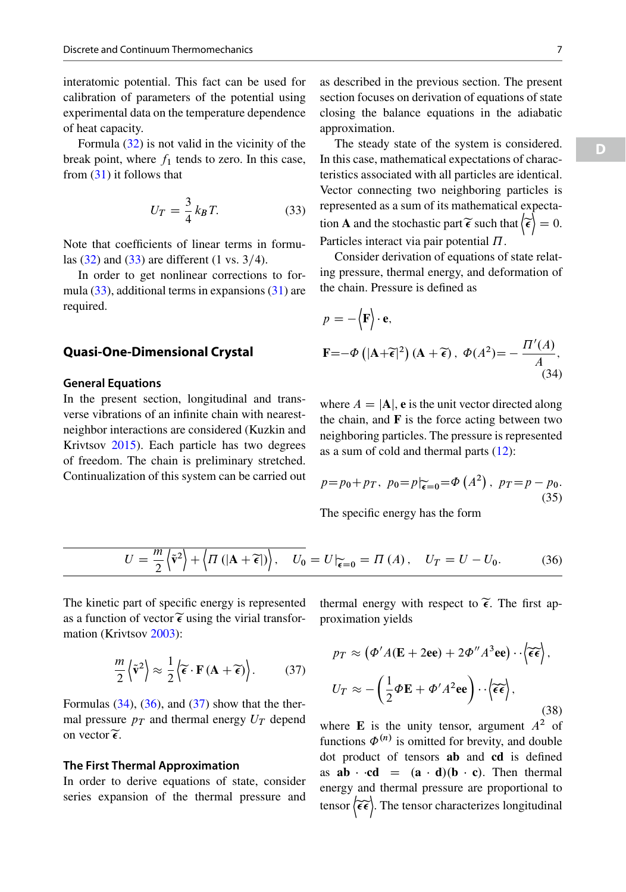interatomic potential. This fact can be used for calibration of parameters of the potential using experimental data on the temperature dependence of heat capacity.

Formula (32) is not valid in the vicinity of the break point, where $f_1$ tends to zero. In this case, from (31) it follows that

$$U_T = \frac{3}{4} k_B T. \tag{33}$$

Note that coefficients of linear terms in formulas (32) and (33) are different (1 vs. 3/4).

In order to get nonlinear corrections to formula (33), additional terms in expansions (31) are required.

## Quasi-One-Dimensional Crystal

### General Equations

In the present section, longitudinal and transverse vibrations of an infinite chain with nearest-neighbor interactions are considered (Kuzkin and Krivtsov 2015). Each particle has two degrees of freedom. The chain is preliminary stretched. Continualization of this system can be carried out as described in the previous section. The present section focuses on derivation of equations of state closing the balance equations in the adiabatic approximation.

The steady state of the system is considered. In this case, mathematical expectations of characteristics associated with all particles are identical. Vector connecting two neighboring particles is represented as a sum of its mathematical expectation $\mathbf{A}$ and the stochastic part $\widetilde{\boldsymbol{\epsilon}}$ such that $\left\langle \widetilde{\boldsymbol{\epsilon}} \right\rangle = 0$. Particles interact via pair potential $\Pi$.

Consider derivation of equations of state relating pressure, thermal energy, and deformation of the chain. Pressure is defined as

$$p = -\left\langle \mathbf{F} \right\rangle \cdot \mathbf{e},$$

$$\mathbf{F} = -\Phi\left(|\mathbf{A}+\widetilde{\boldsymbol{\epsilon}}|^2\right)\left(\mathbf{A}+\widetilde{\boldsymbol{\epsilon}}\right), \quad \Phi(A^2) = -\frac{\Pi'(A)}{A}, \tag{34}$$

where $A = |\mathbf{A}|$, $\mathbf{e}$ is the unit vector directed along the chain, and $\mathbf{F}$ is the force acting between two neighboring particles. The pressure is represented as a sum of cold and thermal parts (12):

$$p = p_0 + p_T, \quad p_0 = p|_{\widetilde{\boldsymbol{\epsilon}}=0} = \Phi\left(A^2\right), \quad p_T = p - p_0. \tag{35}$$

The specific energy has the form

$$U = \frac{m}{2}\left\langle \tilde{\mathbf{v}}^2 \right\rangle + \left\langle \Pi\left(|\mathbf{A}+\widetilde{\boldsymbol{\epsilon}}|\right)\right\rangle, \quad U_0 = U|_{\widetilde{\boldsymbol{\epsilon}}=0} = \Pi(A), \quad U_T = U - U_0. \tag{36}$$

The kinetic part of specific energy is represented as a function of vector $\widetilde{\boldsymbol{\epsilon}}$ using the virial transformation (Krivtsov 2003):

$$\frac{m}{2}\left\langle \tilde{\mathbf{v}}^2 \right\rangle \approx \frac{1}{2}\left\langle \widetilde{\boldsymbol{\epsilon}} \cdot \mathbf{F}\left(\mathbf{A}+\widetilde{\boldsymbol{\epsilon}}\right)\right\rangle. \tag{37}$$

Formulas (34), (36), and (37) show that the thermal pressure $p_T$ and thermal energy $U_T$ depend on vector $\widetilde{\boldsymbol{\epsilon}}$.

### The First Thermal Approximation

In order to derive equations of state, consider series expansion of the thermal pressure and thermal energy with respect to $\widetilde{\boldsymbol{\epsilon}}$. The first approximation yields

$$p_T \approx \left(\Phi' A(\mathbf{E} + 2\mathbf{ee}) + 2\Phi'' A^3 \mathbf{ee}\right) \cdot\cdot \left\langle \widetilde{\boldsymbol{\epsilon}}\widetilde{\boldsymbol{\epsilon}} \right\rangle,$$

$$U_T \approx -\left(\frac{1}{2}\Phi\mathbf{E} + \Phi' A^2 \mathbf{ee}\right) \cdot\cdot \left\langle \widetilde{\boldsymbol{\epsilon}}\widetilde{\boldsymbol{\epsilon}} \right\rangle, \tag{38}$$

where $\mathbf{E}$ is the unity tensor, argument $A^2$ of functions $\Phi^{(n)}$ is omitted for brevity, and double dot product of tensors $\mathbf{ab}$ and $\mathbf{cd}$ is defined as $\mathbf{ab} \cdot\cdot \mathbf{cd} = (\mathbf{a} \cdot \mathbf{d})(\mathbf{b} \cdot \mathbf{c})$. Then thermal energy and thermal pressure are proportional to tensor $\left\langle \widetilde{\boldsymbol{\epsilon}}\widetilde{\boldsymbol{\epsilon}} \right\rangle$. The tensor characterizes longitudinal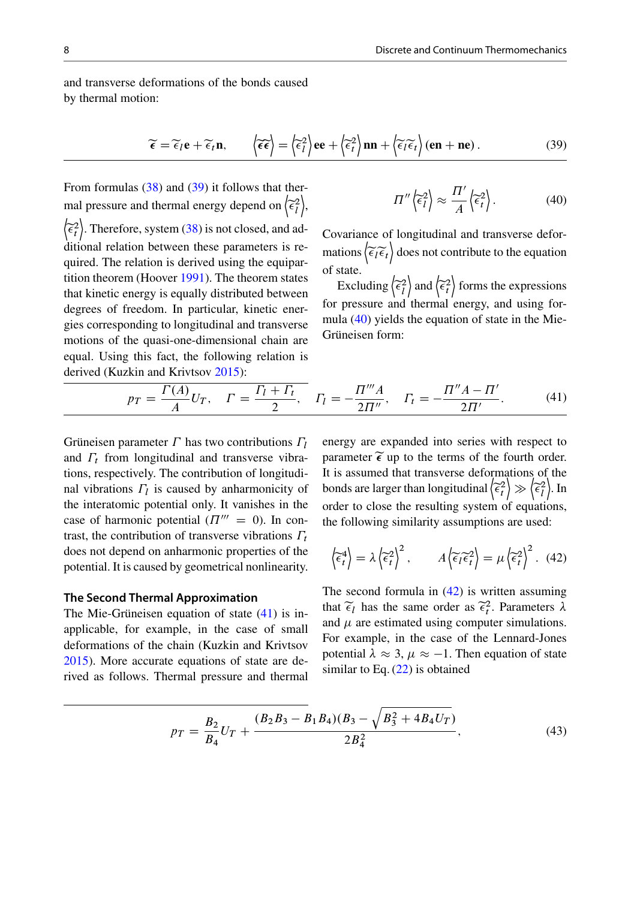and transverse deformations of the bonds caused by thermal motion:

$$\widetilde{\boldsymbol{\epsilon}} = \widetilde{\epsilon}_l \mathbf{e} + \widetilde{\epsilon}_t \mathbf{n}, \qquad \left\langle \widetilde{\boldsymbol{\epsilon}}\widetilde{\boldsymbol{\epsilon}} \right\rangle = \left\langle \widetilde{\epsilon}_l^2 \right\rangle \mathbf{ee} + \left\langle \widetilde{\epsilon}_t^2 \right\rangle \mathbf{nn} + \left\langle \widetilde{\epsilon}_l \widetilde{\epsilon}_t \right\rangle (\mathbf{en} + \mathbf{ne})\,. \tag{39}$$

From formulas (38) and (39) it follows that thermal pressure and thermal energy depend on $\left\langle \widetilde{\epsilon}_l^2 \right\rangle$, $\left\langle \widetilde{\epsilon}_t^2 \right\rangle$. Therefore, system (38) is not closed, and additional relation between these parameters is required. The relation is derived using the equipartition theorem (Hoover 1991). The theorem states that kinetic energy is equally distributed between degrees of freedom. In particular, kinetic energies corresponding to longitudinal and transverse motions of the quasi-one-dimensional chain are equal. Using this fact, the following relation is derived (Kuzkin and Krivtsov 2015):

$$\Pi'' \left\langle \widetilde{\epsilon}_l^2 \right\rangle \approx \frac{\Pi'}{A} \left\langle \widetilde{\epsilon}_t^2 \right\rangle. \tag{40}$$

Covariance of longitudinal and transverse deformations $\left\langle \widetilde{\epsilon}_l \widetilde{\epsilon}_t \right\rangle$ does not contribute to the equation of state.

Excluding $\left\langle \widetilde{\epsilon}_l^2 \right\rangle$ and $\left\langle \widetilde{\epsilon}_t^2 \right\rangle$ forms the expressions for pressure and thermal energy, and using formula (40) yields the equation of state in the Mie-Grüneisen form:

$$p_T = \frac{\Gamma(A)}{A} U_T, \quad \Gamma = \frac{\Gamma_l + \Gamma_t}{2}, \quad \Gamma_l = -\frac{\Pi''' A}{2\Pi''}, \quad \Gamma_t = -\frac{\Pi'' A - \Pi'}{2\Pi'}. \tag{41}$$

Grüneisen parameter $\Gamma$ has two contributions $\Gamma_l$ and $\Gamma_t$ from longitudinal and transverse vibrations, respectively. The contribution of longitudinal vibrations $\Gamma_l$ is caused by anharmonicity of the interatomic potential only. It vanishes in the case of harmonic potential ($\Pi''' = 0$). In contrast, the contribution of transverse vibrations $\Gamma_t$ does not depend on anharmonic properties of the potential. It is caused by geometrical nonlinearity.

### The Second Thermal Approximation

The Mie-Grüneisen equation of state (41) is inapplicable, for example, in the case of small deformations of the chain (Kuzkin and Krivtsov 2015). More accurate equations of state are derived as follows. Thermal pressure and thermal energy are expanded into series with respect to parameter $\widetilde{\boldsymbol{\epsilon}}$ up to the terms of the fourth order. It is assumed that transverse deformations of the bonds are larger than longitudinal $\left\langle \widetilde{\epsilon}_t^2 \right\rangle \gg \left\langle \widetilde{\epsilon}_l^2 \right\rangle$. In order to close the resulting system of equations, the following similarity assumptions are used:

$$\left\langle \widetilde{\epsilon}_t^4 \right\rangle = \lambda \left\langle \widetilde{\epsilon}_t^2 \right\rangle^2, \qquad A \left\langle \widetilde{\epsilon}_l \widetilde{\epsilon}_t^2 \right\rangle = \mu \left\langle \widetilde{\epsilon}_t^2 \right\rangle^2. \tag{42}$$

The second formula in (42) is written assuming that $\widetilde{\epsilon}_l$ has the same order as $\widetilde{\epsilon}_t^2$. Parameters $\lambda$ and $\mu$ are estimated using computer simulations. For example, in the case of the Lennard-Jones potential $\lambda \approx 3$, $\mu \approx -1$. Then equation of state similar to Eq. (22) is obtained

$$p_T = \frac{B_2}{B_4} U_T + \frac{(B_2 B_3 - B_1 B_4)(B_3 - \sqrt{B_3^2 + 4 B_4 U_T})}{2 B_4^2}, \tag{43}$$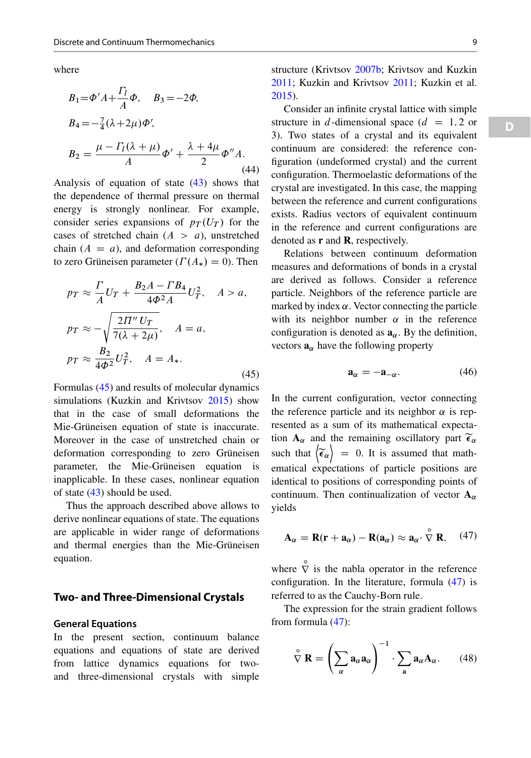where

$$B_1 = \Phi' A + \frac{\Gamma_l}{A}\Phi, \quad B_3 = -2\Phi,$$

$$B_4 = -\tfrac{7}{4}(\lambda + 2\mu)\Phi',$$

$$B_2 = \frac{\mu - \Gamma_l(\lambda + \mu)}{A}\Phi' + \frac{\lambda + 4\mu}{2}\Phi'' A. \tag{44}$$

Analysis of equation of state (43) shows that the dependence of thermal pressure on thermal energy is strongly nonlinear. For example, consider series expansions of $p_T(U_T)$ for the cases of stretched chain ($A > a$), unstretched chain ($A = a$), and deformation corresponding to zero Grüneisen parameter ($\Gamma(A_*) = 0$). Then

$$p_T \approx \frac{\Gamma}{A}U_T + \frac{B_2 A - \Gamma B_4}{4\Phi^2 A}U_T^2, \quad A > a,$$

$$p_T \approx -\sqrt{\frac{2\Pi'' U_T}{7(\lambda + 2\mu)}}, \quad A = a,$$

$$p_T \approx \frac{B_2}{4\Phi^2}U_T^2, \quad A = A_*. \tag{45}$$

Formulas (45) and results of molecular dynamics simulations (Kuzkin and Krivtsov 2015) show that in the case of small deformations the Mie-Grüneisen equation of state is inaccurate. Moreover in the case of unstretched chain or deformation corresponding to zero Grüneisen parameter, the Mie-Grüneisen equation is inapplicable. In these cases, nonlinear equation of state (43) should be used.

Thus the approach described above allows to derive nonlinear equations of state. The equations are applicable in wider range of deformations and thermal energies than the Mie-Grüneisen equation.

## Two- and Three-Dimensional Crystals

### General Equations

In the present section, continuum balance equations and equations of state are derived from lattice dynamics equations for two- and three-dimensional crystals with simple structure (Krivtsov 2007b; Krivtsov and Kuzkin 2011; Kuzkin and Krivtsov 2011; Kuzkin et al. 2015).

Consider an infinite crystal lattice with simple structure in $d$-dimensional space ($d = 1, 2$ or $3$). Two states of a crystal and its equivalent continuum are considered: the reference configuration (undeformed crystal) and the current configuration. Thermoelastic deformations of the crystal are investigated. In this case, the mapping between the reference and current configurations exists. Radius vectors of equivalent continuum in the reference and current configurations are denoted as $\mathbf{r}$ and $\mathbf{R}$, respectively.

Relations between continuum deformation measures and deformations of bonds in a crystal are derived as follows. Consider a reference particle. Neighbors of the reference particle are marked by index $\alpha$. Vector connecting the particle with its neighbor number $\alpha$ in the reference configuration is denoted as $\mathbf{a}_\alpha$. By the definition, vectors $\mathbf{a}_\alpha$ have the following property

$$\mathbf{a}_\alpha = -\mathbf{a}_{-\alpha}. \tag{46}$$

In the current configuration, vector connecting the reference particle and its neighbor $\alpha$ is represented as a sum of its mathematical expectation $\mathbf{A}_\alpha$ and the remaining oscillatory part $\widetilde{\boldsymbol{\epsilon}}_\alpha$ such that $\left\langle \widetilde{\boldsymbol{\epsilon}}_\alpha \right\rangle = 0$. It is assumed that mathematical expectations of particle positions are identical to positions of corresponding points of continuum. Then continualization of vector $\mathbf{A}_\alpha$ yields

$$\mathbf{A}_\alpha = \mathbf{R}(\mathbf{r} + \mathbf{a}_\alpha) - \mathbf{R}(\mathbf{a}_\alpha) \approx \mathbf{a}_\alpha \cdot \overset{\circ}{\nabla} \mathbf{R}, \tag{47}$$

where $\overset{\circ}{\nabla}$ is the nabla operator in the reference configuration. In the literature, formula (47) is referred to as the Cauchy-Born rule.

The expression for the strain gradient follows from formula (47):

$$\overset{\circ}{\nabla} \mathbf{R} = \left(\sum_\alpha \mathbf{a}_\alpha \mathbf{a}_\alpha\right)^{-1} \cdot \sum_{\mathbf{a}} \mathbf{a}_\alpha \mathbf{A}_\alpha. \tag{48}$$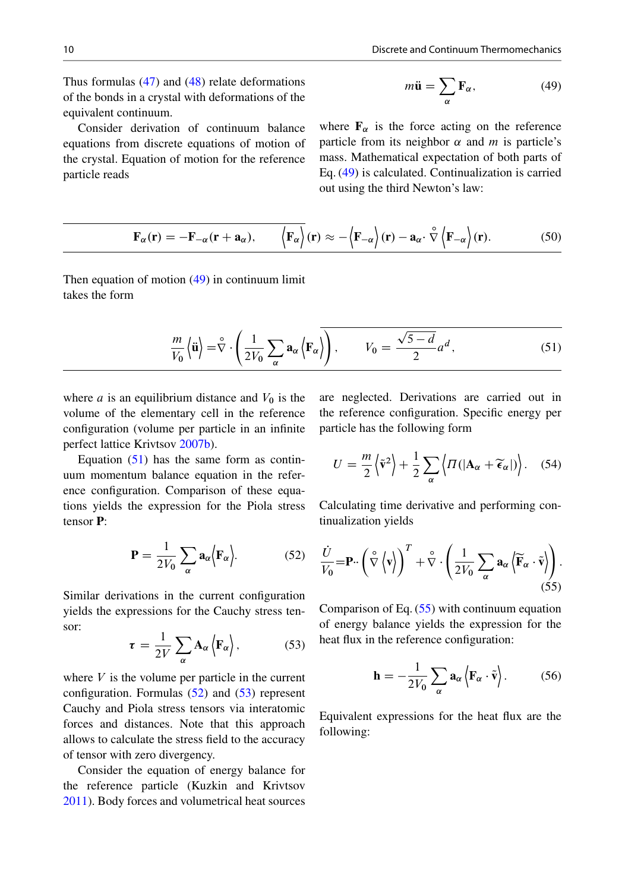Thus formulas (47) and (48) relate deformations of the bonds in a crystal with deformations of the equivalent continuum.

Consider derivation of continuum balance equations from discrete equations of motion of the crystal. Equation of motion for the reference particle reads

$$m\ddot{\mathbf{u}} = \sum_{\alpha} \mathbf{F}_{\alpha}, \tag{49}$$

where $\mathbf{F}_{\alpha}$ is the force acting on the reference particle from its neighbor $\alpha$ and $m$ is particle's mass. Mathematical expectation of both parts of Eq. (49) is calculated. Continualization is carried out using the third Newton's law:

$$\mathbf{F}_{\alpha}(\mathbf{r}) = -\mathbf{F}_{-\alpha}(\mathbf{r} + \mathbf{a}_{\alpha}), \qquad \left\langle \mathbf{F}_{\alpha} \right\rangle(\mathbf{r}) \approx -\left\langle \mathbf{F}_{-\alpha} \right\rangle(\mathbf{r}) - \mathbf{a}_{\alpha} \cdot \overset{\circ}{\nabla} \left\langle \mathbf{F}_{-\alpha} \right\rangle(\mathbf{r}). \tag{50}$$

Then equation of motion (49) in continuum limit takes the form

$$\frac{m}{V_0} \left\langle \ddot{\mathbf{u}} \right\rangle = \overset{\circ}{\nabla} \cdot \left( \frac{1}{2V_0} \sum_{\alpha} \mathbf{a}_{\alpha} \left\langle \mathbf{F}_{\alpha} \right\rangle \right), \qquad V_0 = \frac{\sqrt{5-d}}{2} a^d, \tag{51}$$

where $a$ is an equilibrium distance and $V_0$ is the volume of the elementary cell in the reference configuration (volume per particle in an infinite perfect lattice Krivtsov 2007b).

Equation (51) has the same form as continuum momentum balance equation in the reference configuration. Comparison of these equations yields the expression for the Piola stress tensor $\mathbf{P}$:

$$\mathbf{P} = \frac{1}{2V_0} \sum_{\alpha} \mathbf{a}_{\alpha} \left\langle \mathbf{F}_{\alpha} \right\rangle. \tag{52}$$

Similar derivations in the current configuration yields the expressions for the Cauchy stress tensor:

$$\boldsymbol{\tau} = \frac{1}{2V} \sum_{\alpha} \mathbf{A}_{\alpha} \left\langle \mathbf{F}_{\alpha} \right\rangle, \tag{53}$$

where $V$ is the volume per particle in the current configuration. Formulas (52) and (53) represent Cauchy and Piola stress tensors via interatomic forces and distances. Note that this approach allows to calculate the stress field to the accuracy of tensor with zero divergency.

Consider the equation of energy balance for the reference particle (Kuzkin and Krivtsov 2011). Body forces and volumetrical heat sources are neglected. Derivations are carried out in the reference configuration. Specific energy per particle has the following form

$$U = \frac{m}{2} \left\langle \tilde{\mathbf{v}}^2 \right\rangle + \frac{1}{2} \sum_{\alpha} \left\langle \Pi(|\mathbf{A}_{\alpha} + \widetilde{\boldsymbol{\epsilon}}_{\alpha}|) \right\rangle. \tag{54}$$

Calculating time derivative and performing continualization yields

$$\frac{\dot{U}}{V_0} = \mathbf{P} \cdot\cdot \left( \overset{\circ}{\nabla} \left\langle \mathbf{v} \right\rangle \right)^T + \overset{\circ}{\nabla} \cdot \left( \frac{1}{2V_0} \sum_{\alpha} \mathbf{a}_{\alpha} \left\langle \widetilde{\mathbf{F}}_{\alpha} \cdot \tilde{\mathbf{v}} \right\rangle \right). \tag{55}$$

Comparison of Eq. (55) with continuum equation of energy balance yields the expression for the heat flux in the reference configuration:

$$\mathbf{h} = -\frac{1}{2V_0} \sum_{\alpha} \mathbf{a}_{\alpha} \left\langle \mathbf{F}_{\alpha} \cdot \tilde{\mathbf{v}} \right\rangle. \tag{56}$$

Equivalent expressions for the heat flux are the following: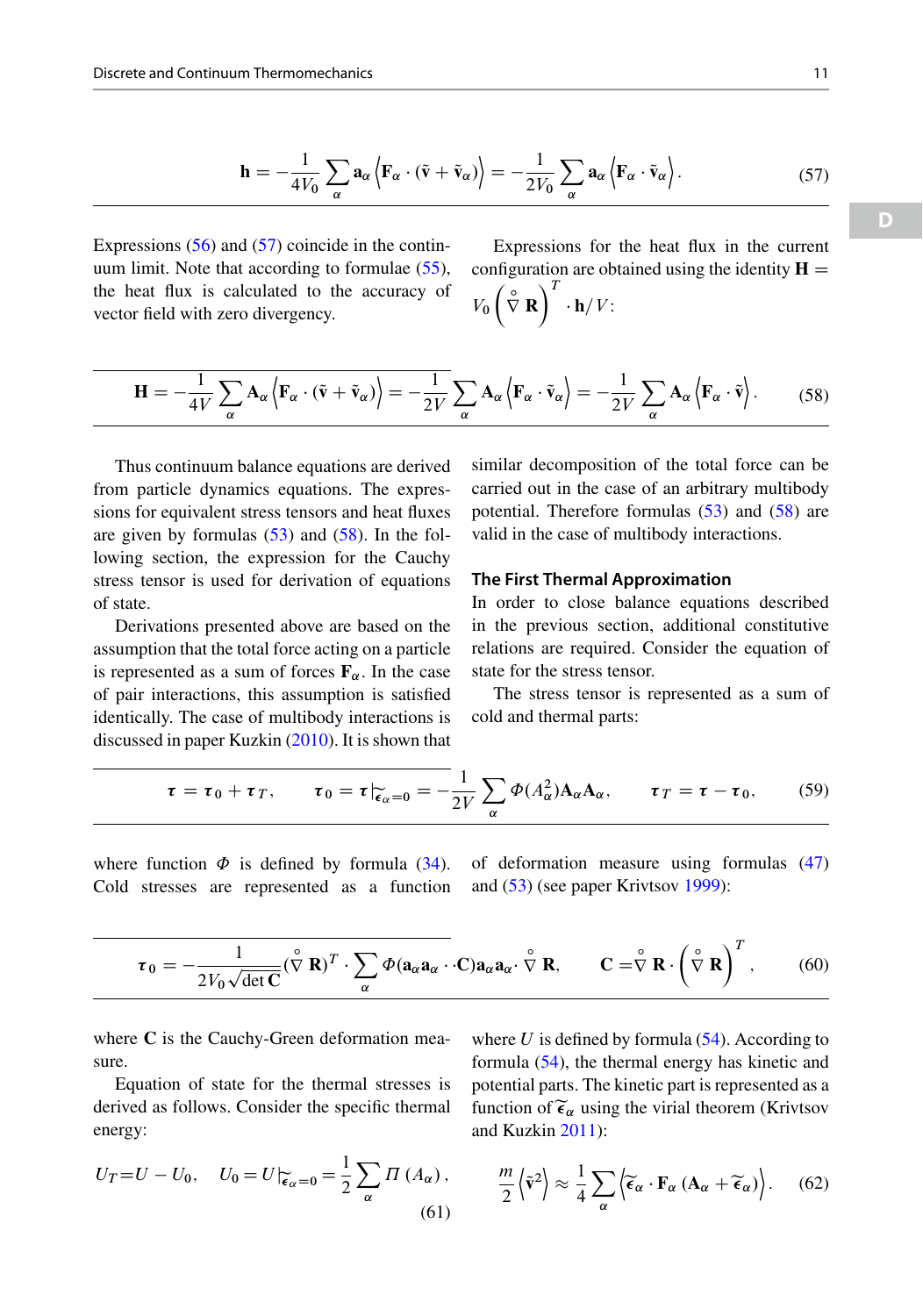$$
\mathbf{h} = -\frac{1}{4V_0}\sum_{\alpha}\mathbf{a}_\alpha\left\langle\mathbf{F}_\alpha\cdot(\tilde{\mathbf{v}}+\tilde{\mathbf{v}}_\alpha)\right\rangle = -\frac{1}{2V_0}\sum_{\alpha}\mathbf{a}_\alpha\left\langle\mathbf{F}_\alpha\cdot\tilde{\mathbf{v}}_\alpha\right\rangle. \tag{57}
$$

Expressions (56) and (57) coincide in the continuum limit. Note that according to formulae (55), the heat flux is calculated to the accuracy of vector field with zero divergency.

Expressions for the heat flux in the current configuration are obtained using the identity $\mathbf{H} = V_0\left(\overset{\circ}{\nabla}\mathbf{R}\right)^T\cdot\mathbf{h}/V$:

$$
\mathbf{H} = -\frac{1}{4V}\sum_{\alpha}\mathbf{A}_\alpha\left\langle\mathbf{F}_\alpha\cdot(\tilde{\mathbf{v}}+\tilde{\mathbf{v}}_\alpha)\right\rangle = -\frac{1}{2V}\sum_{\alpha}\mathbf{A}_\alpha\left\langle\mathbf{F}_\alpha\cdot\tilde{\mathbf{v}}_\alpha\right\rangle = -\frac{1}{2V}\sum_{\alpha}\mathbf{A}_\alpha\left\langle\mathbf{F}_\alpha\cdot\tilde{\mathbf{v}}\right\rangle. \tag{58}
$$

Thus continuum balance equations are derived from particle dynamics equations. The expressions for equivalent stress tensors and heat fluxes are given by formulas (53) and (58). In the following section, the expression for the Cauchy stress tensor is used for derivation of equations of state.

Derivations presented above are based on the assumption that the total force acting on a particle is represented as a sum of forces $\mathbf{F}_\alpha$. In the case of pair interactions, this assumption is satisfied identically. The case of multibody interactions is discussed in paper Kuzkin (2010). It is shown that similar decomposition of the total force can be carried out in the case of an arbitrary multibody potential. Therefore formulas (53) and (58) are valid in the case of multibody interactions.

## The First Thermal Approximation

In order to close balance equations described in the previous section, additional constitutive relations are required. Consider the equation of state for the stress tensor.

The stress tensor is represented as a sum of cold and thermal parts:

$$
\boldsymbol{\tau} = \boldsymbol{\tau}_0 + \boldsymbol{\tau}_T, \qquad \boldsymbol{\tau}_0 = \boldsymbol{\tau}|_{\tilde{\boldsymbol{\epsilon}}_\alpha=0} = -\frac{1}{2V}\sum_{\alpha}\Phi(A_\alpha^2)\mathbf{A}_\alpha\mathbf{A}_\alpha, \qquad \boldsymbol{\tau}_T = \boldsymbol{\tau}-\boldsymbol{\tau}_0, \tag{59}
$$

where function $\Phi$ is defined by formula (34). Cold stresses are represented as a function of deformation measure using formulas (47) and (53) (see paper Krivtsov 1999):

$$
\boldsymbol{\tau}_0 = -\frac{1}{2V_0\sqrt{\det\mathbf{C}}}(\overset{\circ}{\nabla}\mathbf{R})^T\cdot\sum_{\alpha}\Phi(\mathbf{a}_\alpha\mathbf{a}_\alpha\cdot\cdot\mathbf{C})\mathbf{a}_\alpha\mathbf{a}_\alpha\cdot\overset{\circ}{\nabla}\mathbf{R}, \qquad \mathbf{C} = \overset{\circ}{\nabla}\mathbf{R}\cdot\left(\overset{\circ}{\nabla}\mathbf{R}\right)^T, \tag{60}
$$

where $\mathbf{C}$ is the Cauchy-Green deformation measure.

Equation of state for the thermal stresses is derived as follows. Consider the specific thermal energy:

$$
U_T = U - U_0, \quad U_0 = U|_{\tilde{\boldsymbol{\epsilon}}_\alpha=0} = \frac{1}{2}\sum_{\alpha}\Pi\left(A_\alpha\right), \tag{61}
$$

where $U$ is defined by formula (54). According to formula (54), the thermal energy has kinetic and potential parts. The kinetic part is represented as a function of $\tilde{\boldsymbol{\epsilon}}_\alpha$ using the virial theorem (Krivtsov and Kuzkin 2011):

$$
\frac{m}{2}\left\langle\tilde{\mathbf{v}}^2\right\rangle \approx \frac{1}{4}\sum_{\alpha}\left\langle\tilde{\boldsymbol{\epsilon}}_\alpha\cdot\mathbf{F}_\alpha\left(\mathbf{A}_\alpha+\tilde{\boldsymbol{\epsilon}}_\alpha\right)\right\rangle. \tag{62}
$$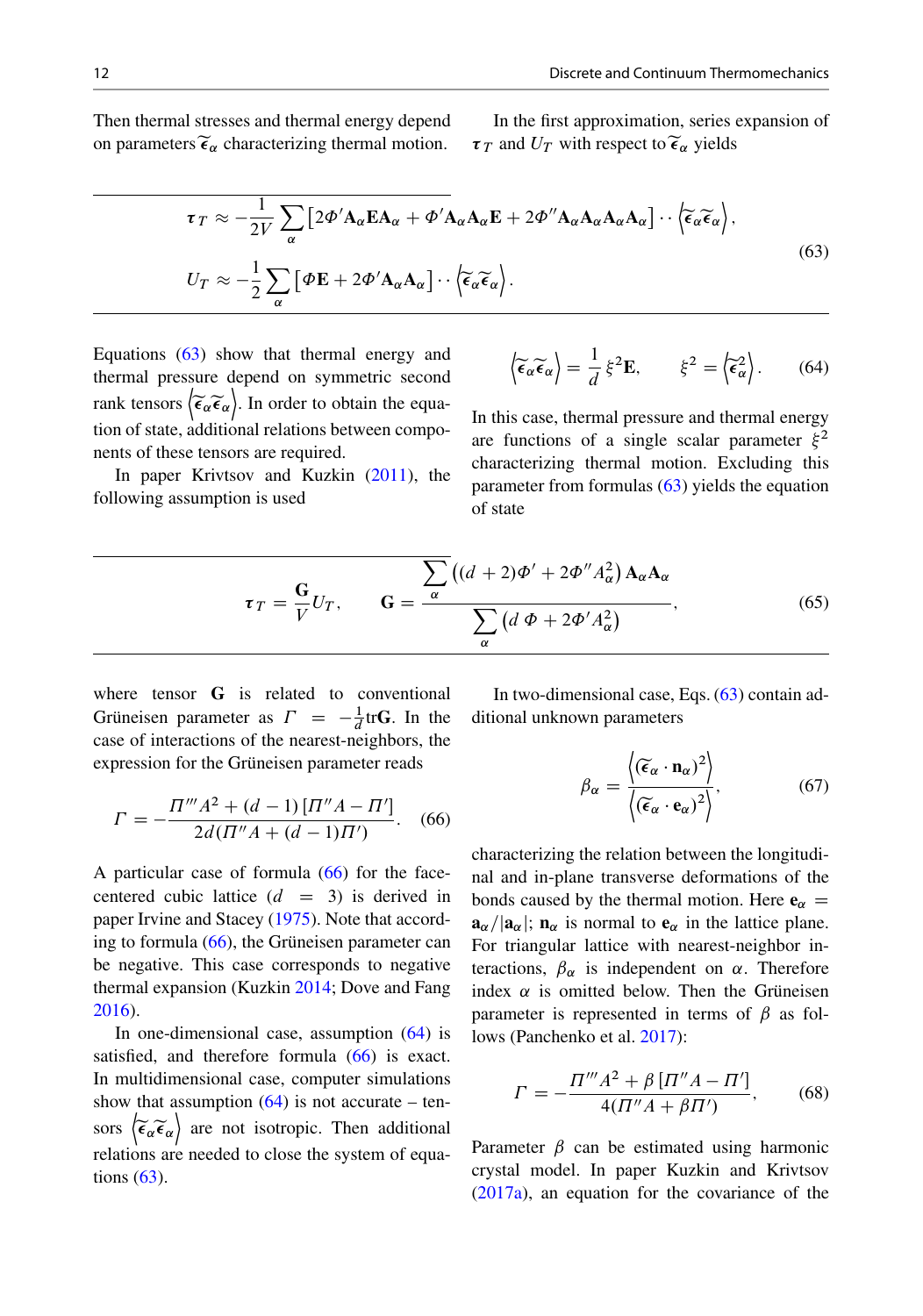Then thermal stresses and thermal energy depend on parameters $\widetilde{\boldsymbol{\epsilon}}_\alpha$ characterizing thermal motion.

In the first approximation, series expansion of $\boldsymbol{\tau}_T$ and $U_T$ with respect to $\widetilde{\boldsymbol{\epsilon}}_\alpha$ yields

$$
\begin{aligned}
\boldsymbol{\tau}_T &\approx -\frac{1}{2V}\sum_\alpha \left[2\Phi' \mathbf{A}_\alpha \mathbf{E} \mathbf{A}_\alpha + \Phi' \mathbf{A}_\alpha \mathbf{A}_\alpha \mathbf{E} + 2\Phi'' \mathbf{A}_\alpha \mathbf{A}_\alpha \mathbf{A}_\alpha \mathbf{A}_\alpha\right] \cdot\cdot \left\langle \widetilde{\boldsymbol{\epsilon}}_\alpha \widetilde{\boldsymbol{\epsilon}}_\alpha \right\rangle, \\
U_T &\approx -\frac{1}{2}\sum_\alpha \left[\Phi \mathbf{E} + 2\Phi' \mathbf{A}_\alpha \mathbf{A}_\alpha\right] \cdot\cdot \left\langle \widetilde{\boldsymbol{\epsilon}}_\alpha \widetilde{\boldsymbol{\epsilon}}_\alpha \right\rangle.
\end{aligned}
\tag{63}
$$

Equations (63) show that thermal energy and thermal pressure depend on symmetric second rank tensors $\left\langle \widetilde{\boldsymbol{\epsilon}}_\alpha \widetilde{\boldsymbol{\epsilon}}_\alpha \right\rangle$. In order to obtain the equation of state, additional relations between components of these tensors are required.

In paper Krivtsov and Kuzkin (2011), the following assumption is used

$$
\left\langle \widetilde{\boldsymbol{\epsilon}}_\alpha \widetilde{\boldsymbol{\epsilon}}_\alpha \right\rangle = \frac{1}{d}\,\xi^2 \mathbf{E}, \qquad \xi^2 = \left\langle \widetilde{\boldsymbol{\epsilon}}_\alpha^2 \right\rangle. \tag{64}
$$

In this case, thermal pressure and thermal energy are functions of a single scalar parameter $\xi^2$ characterizing thermal motion. Excluding this parameter from formulas (63) yields the equation of state

$$
\boldsymbol{\tau}_T = \frac{\mathbf{G}}{V} U_T, \qquad \mathbf{G} = \frac{\sum_\alpha \left((d+2)\Phi' + 2\Phi'' A_\alpha^2\right) \mathbf{A}_\alpha \mathbf{A}_\alpha}{\sum_\alpha \left(d\,\Phi + 2\Phi' A_\alpha^2\right)}, \tag{65}
$$

where tensor $\mathbf{G}$ is related to conventional Grüneisen parameter as $\Gamma = -\frac{1}{d}\mathrm{tr}\mathbf{G}$. In the case of interactions of the nearest-neighbors, the expression for the Grüneisen parameter reads

$$
\Gamma = -\frac{\Pi''' A^2 + (d-1)\left[\Pi'' A - \Pi'\right]}{2d(\Pi'' A + (d-1)\Pi')}. \tag{66}
$$

A particular case of formula (66) for the face-centered cubic lattice ($d = 3$) is derived in paper Irvine and Stacey (1975). Note that according to formula (66), the Grüneisen parameter can be negative. This case corresponds to negative thermal expansion (Kuzkin 2014; Dove and Fang 2016).

In one-dimensional case, assumption (64) is satisfied, and therefore formula (66) is exact. In multidimensional case, computer simulations show that assumption (64) is not accurate – tensors $\left\langle \widetilde{\boldsymbol{\epsilon}}_\alpha \widetilde{\boldsymbol{\epsilon}}_\alpha \right\rangle$ are not isotropic. Then additional relations are needed to close the system of equations (63).

In two-dimensional case, Eqs. (63) contain additional unknown parameters

$$
\beta_\alpha = \frac{\left\langle (\widetilde{\boldsymbol{\epsilon}}_\alpha \cdot \mathbf{n}_\alpha)^2 \right\rangle}{\left\langle (\widetilde{\boldsymbol{\epsilon}}_\alpha \cdot \mathbf{e}_\alpha)^2 \right\rangle}, \tag{67}
$$

characterizing the relation between the longitudinal and in-plane transverse deformations of the bonds caused by the thermal motion. Here $\mathbf{e}_\alpha = \mathbf{a}_\alpha / |\mathbf{a}_\alpha|$; $\mathbf{n}_\alpha$ is normal to $\mathbf{e}_\alpha$ in the lattice plane. For triangular lattice with nearest-neighbor interactions, $\beta_\alpha$ is independent on $\alpha$. Therefore index $\alpha$ is omitted below. Then the Grüneisen parameter is represented in terms of $\beta$ as follows (Panchenko et al. 2017):

$$
\Gamma = -\frac{\Pi''' A^2 + \beta\left[\Pi'' A - \Pi'\right]}{4(\Pi'' A + \beta \Pi')}, \tag{68}
$$

Parameter $\beta$ can be estimated using harmonic crystal model. In paper Kuzkin and Krivtsov (2017a), an equation for the covariance of the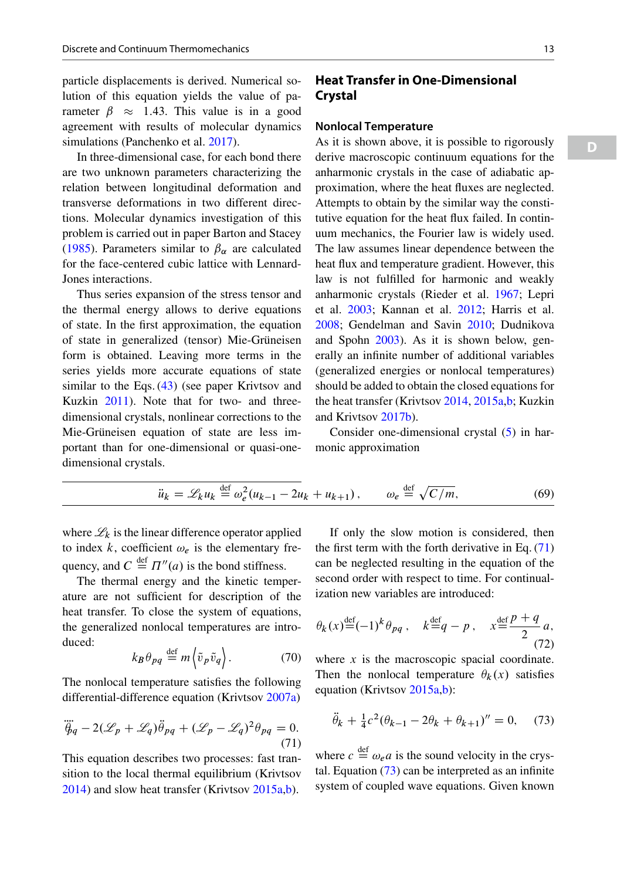particle displacements is derived. Numerical solution of this equation yields the value of parameter $\beta \approx 1.43$. This value is in a good agreement with results of molecular dynamics simulations (Panchenko et al. 2017).

In three-dimensional case, for each bond there are two unknown parameters characterizing the relation between longitudinal deformation and transverse deformations in two different directions. Molecular dynamics investigation of this problem is carried out in paper Barton and Stacey (1985). Parameters similar to $\beta_\alpha$ are calculated for the face-centered cubic lattice with Lennard-Jones interactions.

Thus series expansion of the stress tensor and the thermal energy allows to derive equations of state. In the first approximation, the equation of state in generalized (tensor) Mie-Grüneisen form is obtained. Leaving more terms in the series yields more accurate equations of state similar to the Eqs. (43) (see paper Krivtsov and Kuzkin 2011). Note that for two- and three-dimensional crystals, nonlinear corrections to the Mie-Grüneisen equation of state are less important than for one-dimensional or quasi-one-dimensional crystals.

## Heat Transfer in One-Dimensional Crystal

### Nonlocal Temperature

As it is shown above, it is possible to rigorously derive macroscopic continuum equations for the anharmonic crystals in the case of adiabatic approximation, where the heat fluxes are neglected. Attempts to obtain by the similar way the constitutive equation for the heat flux failed. In continuum mechanics, the Fourier law is widely used. The law assumes linear dependence between the heat flux and temperature gradient. However, this law is not fulfilled for harmonic and weakly anharmonic crystals (Rieder et al. 1967; Lepri et al. 2003; Kannan et al. 2012; Harris et al. 2008; Gendelman and Savin 2010; Dudnikova and Spohn 2003). As it is shown below, generally an infinite number of additional variables (generalized energies or nonlocal temperatures) should be added to obtain the closed equations for the heat transfer (Krivtsov 2014, 2015a,b; Kuzkin and Krivtsov 2017b).

Consider one-dimensional crystal (5) in harmonic approximation

$$\ddot{u}_k = \mathscr{L}_k u_k \overset{\text{def}}{=} \omega_e^2 (u_{k-1} - 2u_k + u_{k+1}), \qquad \omega_e \overset{\text{def}}{=} \sqrt{C/m}, \tag{69}$$

where $\mathscr{L}_k$ is the linear difference operator applied to index $k$, coefficient $\omega_e$ is the elementary frequency, and $C \overset{\text{def}}{=} \Pi''(a)$ is the bond stiffness.

The thermal energy and the kinetic temperature are not sufficient for description of the heat transfer. To close the system of equations, the generalized nonlocal temperatures are introduced:

$$k_B \theta_{pq} \overset{\text{def}}{=} m \left\langle \tilde{v}_p \tilde{v}_q \right\rangle. \tag{70}$$

The nonlocal temperature satisfies the following differential-difference equation (Krivtsov 2007a)

$$\ddddot{\theta}_{pq} - 2(\mathscr{L}_p + \mathscr{L}_q)\ddot{\theta}_{pq} + (\mathscr{L}_p - \mathscr{L}_q)^2 \theta_{pq} = 0. \tag{71}$$

This equation describes two processes: fast transition to the local thermal equilibrium (Krivtsov 2014) and slow heat transfer (Krivtsov 2015a,b).

If only the slow motion is considered, then the first term with the forth derivative in Eq. (71) can be neglected resulting in the equation of the second order with respect to time. For continualization new variables are introduced:

$$\theta_k(x) \overset{\text{def}}{=} (-1)^k \theta_{pq}, \quad k \overset{\text{def}}{=} q - p, \quad x \overset{\text{def}}{=} \frac{p+q}{2} a, \tag{72}$$

where $x$ is the macroscopic spacial coordinate. Then the nonlocal temperature $\theta_k(x)$ satisfies equation (Krivtsov 2015a,b):

$$\ddot{\theta}_k + \tfrac{1}{4} c^2 (\theta_{k-1} - 2\theta_k + \theta_{k+1})'' = 0, \tag{73}$$

where $c \overset{\text{def}}{=} \omega_e a$ is the sound velocity in the crystal. Equation (73) can be interpreted as an infinite system of coupled wave equations. Given known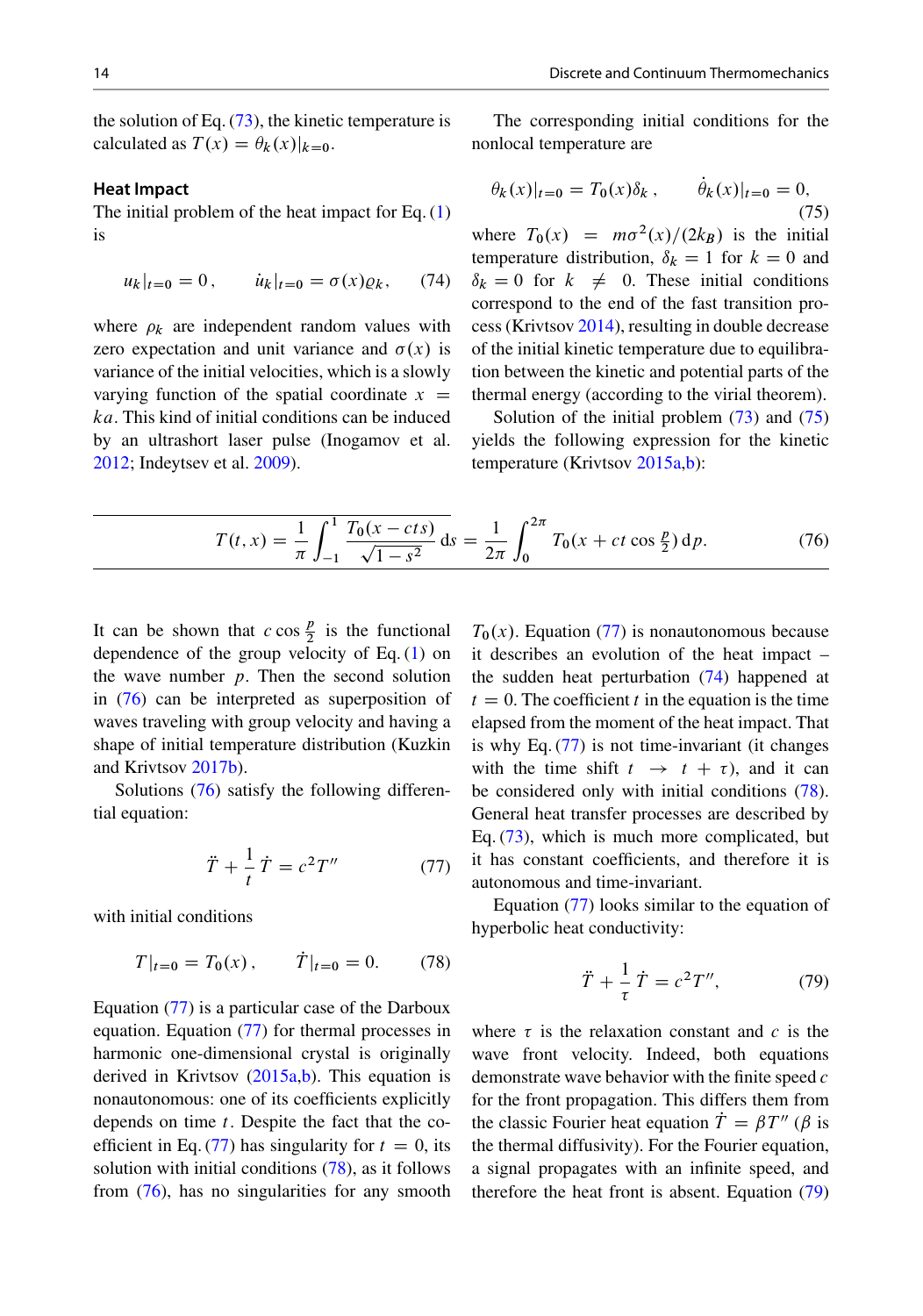the solution of Eq. (73), the kinetic temperature is calculated as $T(x) = \theta_k(x)|_{k=0}$.

### Heat Impact

The initial problem of the heat impact for Eq. (1) is

$$u_k|_{t=0} = 0\,, \qquad \dot{u}_k|_{t=0} = \sigma(x)\varrho_k, \tag{74}$$

where $\rho_k$ are independent random values with zero expectation and unit variance and $\sigma(x)$ is variance of the initial velocities, which is a slowly varying function of the spatial coordinate $x = ka$. This kind of initial conditions can be induced by an ultrashort laser pulse (Inogamov et al. 2012; Indeytsev et al. 2009).

The corresponding initial conditions for the nonlocal temperature are

$$\theta_k(x)|_{t=0} = T_0(x)\delta_k\,, \qquad \dot{\theta}_k(x)|_{t=0} = 0, \tag{75}$$

where $T_0(x) = m\sigma^2(x)/(2k_B)$ is the initial temperature distribution, $\delta_k = 1$ for $k = 0$ and $\delta_k = 0$ for $k \neq 0$. These initial conditions correspond to the end of the fast transition process (Krivtsov 2014), resulting in double decrease of the initial kinetic temperature due to equilibration between the kinetic and potential parts of the thermal energy (according to the virial theorem).

Solution of the initial problem (73) and (75) yields the following expression for the kinetic temperature (Krivtsov 2015a,b):

$$T(t, x) = \frac{1}{\pi}\int_{-1}^{1} \frac{T_0(x - cts)}{\sqrt{1 - s^2}}\,\mathrm{d}s = \frac{1}{2\pi}\int_{0}^{2\pi} T_0(x + ct\cos\tfrac{p}{2})\,\mathrm{d}p. \tag{76}$$

It can be shown that $c\cos\frac{p}{2}$ is the functional dependence of the group velocity of Eq. (1) on the wave number $p$. Then the second solution in (76) can be interpreted as superposition of waves traveling with group velocity and having a shape of initial temperature distribution (Kuzkin and Krivtsov 2017b).

Solutions (76) satisfy the following differential equation:

$$\ddot{T} + \frac{1}{t}\dot{T} = c^2 T'' \tag{77}$$

with initial conditions

$$T|_{t=0} = T_0(x)\,, \qquad \dot{T}|_{t=0} = 0. \tag{78}$$

Equation (77) is a particular case of the Darboux equation. Equation (77) for thermal processes in harmonic one-dimensional crystal is originally derived in Krivtsov (2015a,b). This equation is nonautonomous: one of its coefficients explicitly depends on time $t$. Despite the fact that the coefficient in Eq. (77) has singularity for $t = 0$, its solution with initial conditions (78), as it follows from (76), has no singularities for any smooth $T_0(x)$. Equation (77) is nonautonomous because it describes an evolution of the heat impact – the sudden heat perturbation (74) happened at $t = 0$. The coefficient $t$ in the equation is the time elapsed from the moment of the heat impact. That is why Eq. (77) is not time-invariant (it changes with the time shift $t \to t + \tau$), and it can be considered only with initial conditions (78). General heat transfer processes are described by Eq. (73), which is much more complicated, but it has constant coefficients, and therefore it is autonomous and time-invariant.

Equation (77) looks similar to the equation of hyperbolic heat conductivity:

$$\ddot{T} + \frac{1}{\tau}\dot{T} = c^2 T'', \tag{79}$$

where $\tau$ is the relaxation constant and $c$ is the wave front velocity. Indeed, both equations demonstrate wave behavior with the finite speed $c$ for the front propagation. This differs them from the classic Fourier heat equation $\dot{T} = \beta T''$ ($\beta$ is the thermal diffusivity). For the Fourier equation, a signal propagates with an infinite speed, and therefore the heat front is absent. Equation (79)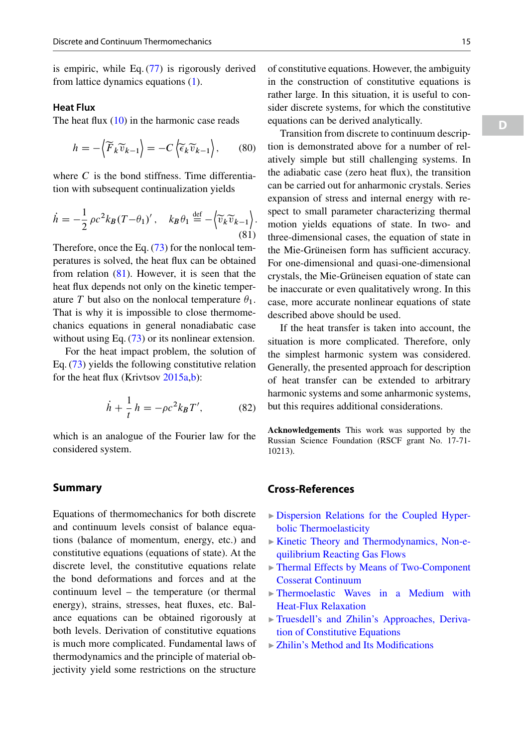is empiric, while Eq. (77) is rigorously derived from lattice dynamics equations (1).

### Heat Flux

The heat flux (10) in the harmonic case reads

$$h = -\left\langle \widetilde{F}_k \widetilde{v}_{k-1} \right\rangle = -C \left\langle \widetilde{\epsilon}_k \widetilde{v}_{k-1} \right\rangle, \qquad (80)$$

where $C$ is the bond stiffness. Time differentiation with subsequent continualization yields

$$\dot{h} = -\frac{1}{2}\rho c^2 k_B (T - \theta_1)', \quad k_B \theta_1 \overset{\text{def}}{=} -\left\langle \widetilde{v}_k \widetilde{v}_{k-1} \right\rangle. \qquad (81)$$

Therefore, once the Eq. (73) for the nonlocal temperatures is solved, the heat flux can be obtained from relation (81). However, it is seen that the heat flux depends not only on the kinetic temperature $T$ but also on the nonlocal temperature $\theta_1$. That is why it is impossible to close thermomechanics equations in general nonadiabatic case without using Eq. (73) or its nonlinear extension.

For the heat impact problem, the solution of Eq. (73) yields the following constitutive relation for the heat flux (Krivtsov 2015a,b):

$$\dot{h} + \frac{1}{t} h = -\rho c^2 k_B T', \qquad (82)$$

which is an analogue of the Fourier law for the considered system.

## Summary

Equations of thermomechanics for both discrete and continuum levels consist of balance equations (balance of momentum, energy, etc.) and constitutive equations (equations of state). At the discrete level, the constitutive equations relate the bond deformations and forces and at the continuum level – the temperature (or thermal energy), strains, stresses, heat fluxes, etc. Balance equations can be obtained rigorously at both levels. Derivation of constitutive equations is much more complicated. Fundamental laws of thermodynamics and the principle of material objectivity yield some restrictions on the structure of constitutive equations. However, the ambiguity in the construction of constitutive equations is rather large. In this situation, it is useful to consider discrete systems, for which the constitutive equations can be derived analytically.

Transition from discrete to continuum description is demonstrated above for a number of relatively simple but still challenging systems. In the adiabatic case (zero heat flux), the transition can be carried out for anharmonic crystals. Series expansion of stress and internal energy with respect to small parameter characterizing thermal motion yields equations of state. In two- and three-dimensional cases, the equation of state in the Mie-Grüneisen form has sufficient accuracy. For one-dimensional and quasi-one-dimensional crystals, the Mie-Grüneisen equation of state can be inaccurate or even qualitatively wrong. In this case, more accurate nonlinear equations of state described above should be used.

If the heat transfer is taken into account, the situation is more complicated. Therefore, only the simplest harmonic system was considered. Generally, the presented approach for description of heat transfer can be extended to arbitrary harmonic systems and some anharmonic systems, but this requires additional considerations.

**Acknowledgements** This work was supported by the Russian Science Foundation (RSCF grant No. 17-71-10213).

## Cross-References

- Dispersion Relations for the Coupled Hyperbolic Thermoelasticity
- Kinetic Theory and Thermodynamics, Non-equilibrium Reacting Gas Flows
- Thermal Effects by Means of Two-Component Cosserat Continuum
- Thermoelastic Waves in a Medium with Heat-Flux Relaxation
- Truesdell's and Zhilin's Approaches, Derivation of Constitutive Equations
- Zhilin's Method and Its Modifications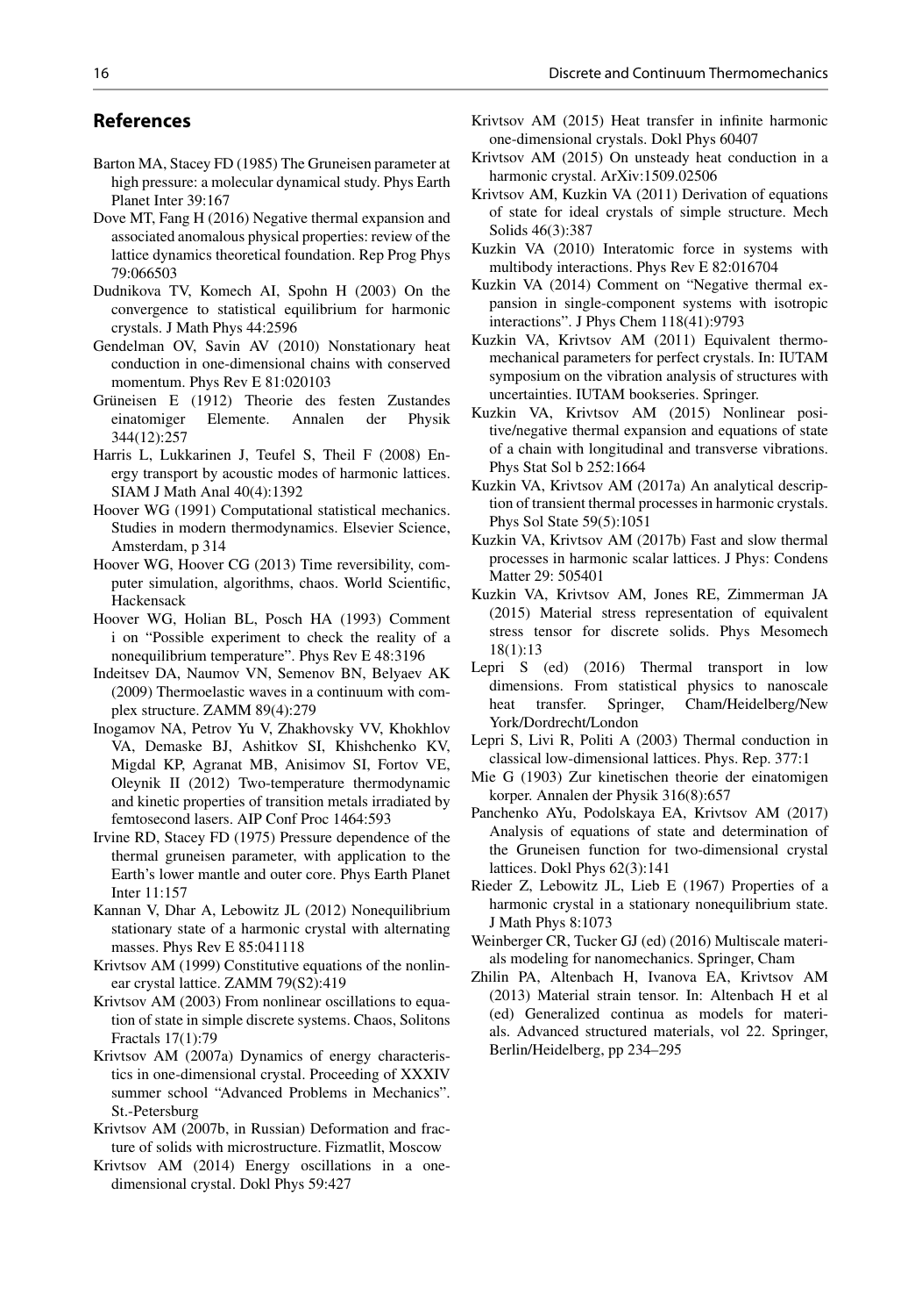## References

Barton MA, Stacey FD (1985) The Gruneisen parameter at high pressure: a molecular dynamical study. Phys Earth Planet Inter 39:167

Dove MT, Fang H (2016) Negative thermal expansion and associated anomalous physical properties: review of the lattice dynamics theoretical foundation. Rep Prog Phys 79:066503

Dudnikova TV, Komech AI, Spohn H (2003) On the convergence to statistical equilibrium for harmonic crystals. J Math Phys 44:2596

Gendelman OV, Savin AV (2010) Nonstationary heat conduction in one-dimensional chains with conserved momentum. Phys Rev E 81:020103

Grüneisen E (1912) Theorie des festen Zustandes einatomiger Elemente. Annalen der Physik 344(12):257

Harris L, Lukkarinen J, Teufel S, Theil F (2008) Energy transport by acoustic modes of harmonic lattices. SIAM J Math Anal 40(4):1392

Hoover WG (1991) Computational statistical mechanics. Studies in modern thermodynamics. Elsevier Science, Amsterdam, p 314

Hoover WG, Hoover CG (2013) Time reversibility, computer simulation, algorithms, chaos. World Scientific, Hackensack

Hoover WG, Holian BL, Posch HA (1993) Comment i on "Possible experiment to check the reality of a nonequilibrium temperature". Phys Rev E 48:3196

Indeitsev DA, Naumov VN, Semenov BN, Belyaev AK (2009) Thermoelastic waves in a continuum with complex structure. ZAMM 89(4):279

Inogamov NA, Petrov Yu V, Zhakhovsky VV, Khokhlov VA, Demaske BJ, Ashitkov SI, Khishchenko KV, Migdal KP, Agranat MB, Anisimov SI, Fortov VE, Oleynik II (2012) Two-temperature thermodynamic and kinetic properties of transition metals irradiated by femtosecond lasers. AIP Conf Proc 1464:593

Irvine RD, Stacey FD (1975) Pressure dependence of the thermal gruneisen parameter, with application to the Earth's lower mantle and outer core. Phys Earth Planet Inter 11:157

Kannan V, Dhar A, Lebowitz JL (2012) Nonequilibrium stationary state of a harmonic crystal with alternating masses. Phys Rev E 85:041118

Krivtsov AM (1999) Constitutive equations of the nonlinear crystal lattice. ZAMM 79(S2):419

Krivtsov AM (2003) From nonlinear oscillations to equation of state in simple discrete systems. Chaos, Solitons Fractals 17(1):79

Krivtsov AM (2007a) Dynamics of energy characteristics in one-dimensional crystal. Proceeding of XXXIV summer school "Advanced Problems in Mechanics". St.-Petersburg

Krivtsov AM (2007b, in Russian) Deformation and fracture of solids with microstructure. Fizmatlit, Moscow

Krivtsov AM (2014) Energy oscillations in a one-dimensional crystal. Dokl Phys 59:427

Krivtsov AM (2015) Heat transfer in infinite harmonic one-dimensional crystals. Dokl Phys 60407

Krivtsov AM (2015) On unsteady heat conduction in a harmonic crystal. ArXiv:1509.02506

Krivtsov AM, Kuzkin VA (2011) Derivation of equations of state for ideal crystals of simple structure. Mech Solids 46(3):387

Kuzkin VA (2010) Interatomic force in systems with multibody interactions. Phys Rev E 82:016704

Kuzkin VA (2014) Comment on "Negative thermal expansion in single-component systems with isotropic interactions". J Phys Chem 118(41):9793

Kuzkin VA, Krivtsov AM (2011) Equivalent thermomechanical parameters for perfect crystals. In: IUTAM symposium on the vibration analysis of structures with uncertainties. IUTAM bookseries. Springer.

Kuzkin VA, Krivtsov AM (2015) Nonlinear positive/negative thermal expansion and equations of state of a chain with longitudinal and transverse vibrations. Phys Stat Sol b 252:1664

Kuzkin VA, Krivtsov AM (2017a) An analytical description of transient thermal processes in harmonic crystals. Phys Sol State 59(5):1051

Kuzkin VA, Krivtsov AM (2017b) Fast and slow thermal processes in harmonic scalar lattices. J Phys: Condens Matter 29: 505401

Kuzkin VA, Krivtsov AM, Jones RE, Zimmerman JA (2015) Material stress representation of equivalent stress tensor for discrete solids. Phys Mesomech 18(1):13

Lepri S (ed) (2016) Thermal transport in low dimensions. From statistical physics to nanoscale heat transfer. Springer, Cham/Heidelberg/New York/Dordrecht/London

Lepri S, Livi R, Politi A (2003) Thermal conduction in classical low-dimensional lattices. Phys. Rep. 377:1

Mie G (1903) Zur kinetischen theorie der einatomigen korper. Annalen der Physik 316(8):657

Panchenko AYu, Podolskaya EA, Krivtsov AM (2017) Analysis of equations of state and determination of the Gruneisen function for two-dimensional crystal lattices. Dokl Phys 62(3):141

Rieder Z, Lebowitz JL, Lieb E (1967) Properties of a harmonic crystal in a stationary nonequilibrium state. J Math Phys 8:1073

Weinberger CR, Tucker GJ (ed) (2016) Multiscale materials modeling for nanomechanics. Springer, Cham

Zhilin PA, Altenbach H, Ivanova EA, Krivtsov AM (2013) Material strain tensor. In: Altenbach H et al (ed) Generalized continua as models for materials. Advanced structured materials, vol 22. Springer, Berlin/Heidelberg, pp 234–295